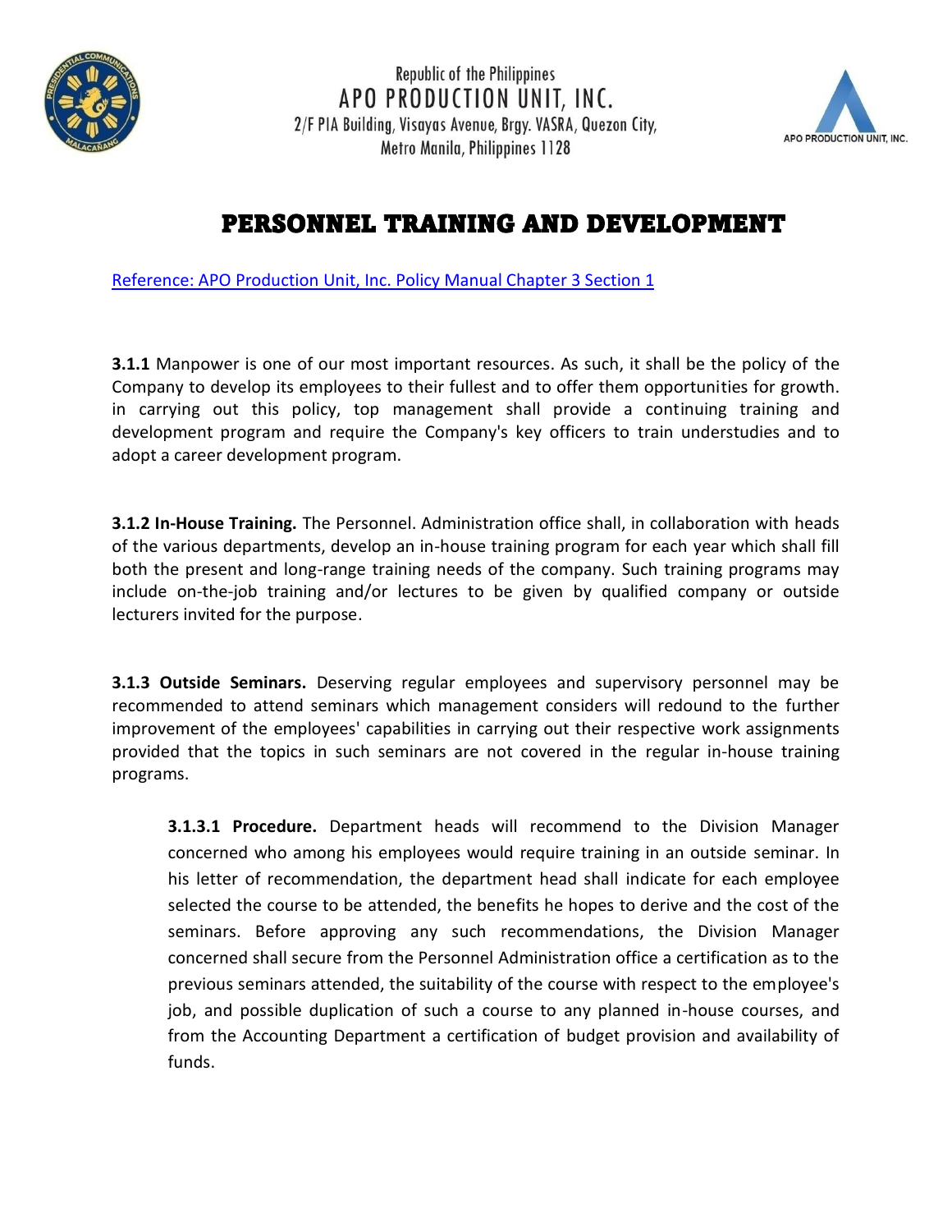Republic of the Philippines

APO PRODUCTION UNIT, INC.

2/F PIA Building, Visayas Avenue, Brgy. VASRA, Quezon City, Metro Manila, Philippines 1128

# PERSONNEL TRAINING AND DEVELOPMENT

Reference: APO Production Unit, Inc. Policy Manual Chapter 3 Section 1

**3.1.1** Manpower is one of our most important resources. As such, it shall be the policy of the Company to develop its employees to their fullest and to offer them opportunities for growth. in carrying out this policy, top management shall provide a continuing training and development program and require the Company's key officers to train understudies and to adopt a career development program.

**3.1.2 In-House Training.** The Personnel. Administration office shall, in collaboration with heads of the various departments, develop an in-house training program for each year which shall fill both the present and long-range training needs of the company. Such training programs may include on-the-job training and/or lectures to be given by qualified company or outside lecturers invited for the purpose.

**3.1.3 Outside Seminars.** Deserving regular employees and supervisory personnel may be recommended to attend seminars which management considers will redound to the further improvement of the employees' capabilities in carrying out their respective work assignments provided that the topics in such seminars are not covered in the regular in-house training programs.

**3.1.3.1 Procedure.** Department heads will recommend to the Division Manager concerned who among his employees would require training in an outside seminar. In his letter of recommendation, the department head shall indicate for each employee selected the course to be attended, the benefits he hopes to derive and the cost of the seminars. Before approving any such recommendations, the Division Manager concerned shall secure from the Personnel Administration office a certification as to the previous seminars attended, the suitability of the course with respect to the employee's job, and possible duplication of such a course to any planned in-house courses, and from the Accounting Department a certification of budget provision and availability of funds.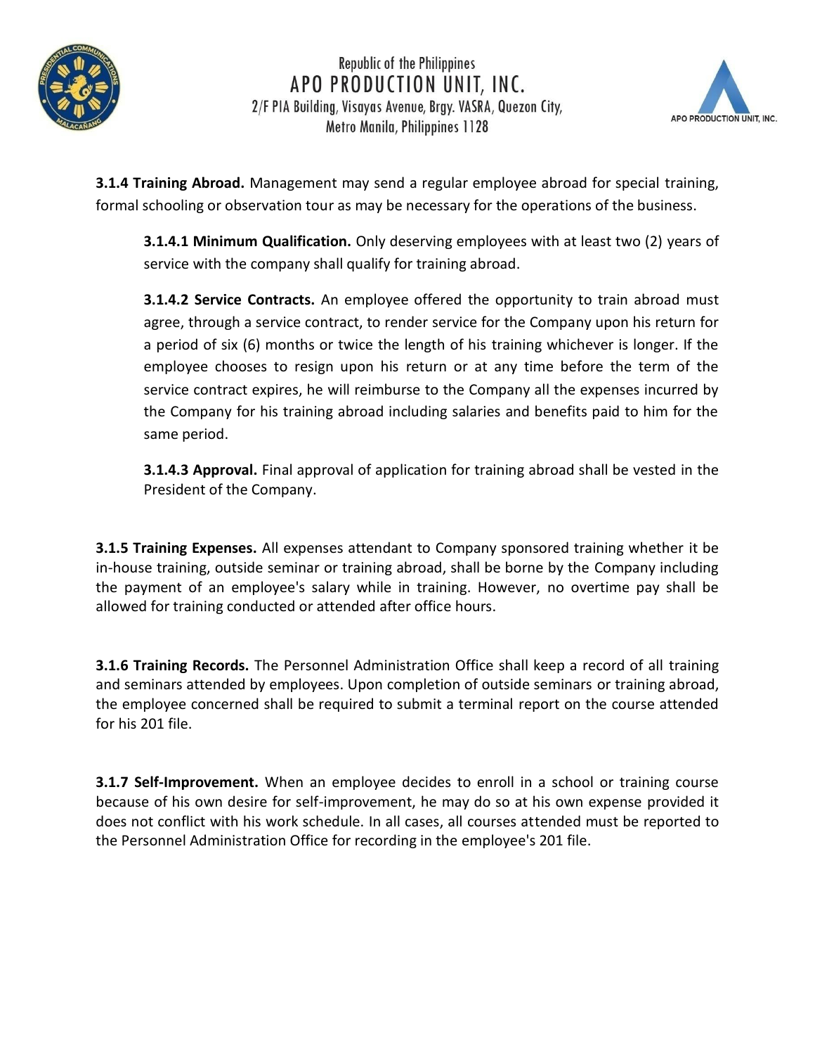**3.1.4 Training Abroad.** Management may send a regular employee abroad for special training, formal schooling or observation tour as may be necessary for the operations of the business.

**3.1.4.1 Minimum Qualification.** Only deserving employees with at least two (2) years of service with the company shall qualify for training abroad.

**3.1.4.2 Service Contracts.** An employee offered the opportunity to train abroad must agree, through a service contract, to render service for the Company upon his return for a period of six (6) months or twice the length of his training whichever is longer. If the employee chooses to resign upon his return or at any time before the term of the service contract expires, he will reimburse to the Company all the expenses incurred by the Company for his training abroad including salaries and benefits paid to him for the same period.

**3.1.4.3 Approval.** Final approval of application for training abroad shall be vested in the President of the Company.

**3.1.5 Training Expenses.** All expenses attendant to Company sponsored training whether it be in-house training, outside seminar or training abroad, shall be borne by the Company including the payment of an employee's salary while in training. However, no overtime pay shall be allowed for training conducted or attended after office hours.

**3.1.6 Training Records.** The Personnel Administration Office shall keep a record of all training and seminars attended by employees. Upon completion of outside seminars or training abroad, the employee concerned shall be required to submit a terminal report on the course attended for his 201 file.

**3.1.7 Self-Improvement.** When an employee decides to enroll in a school or training course because of his own desire for self-improvement, he may do so at his own expense provided it does not conflict with his work schedule. In all cases, all courses attended must be reported to the Personnel Administration Office for recording in the employee's 201 file.